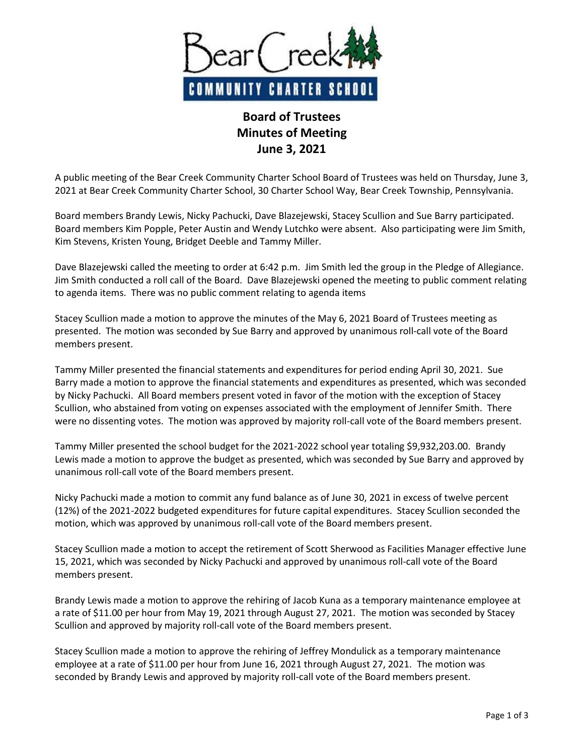Bear Creek

COMMUNITY CHARTER SCHOOL

# Board of Trustees
# Minutes of Meeting
# June 3, 2021

A public meeting of the Bear Creek Community Charter School Board of Trustees was held on Thursday, June 3, 2021 at Bear Creek Community Charter School, 30 Charter School Way, Bear Creek Township, Pennsylvania.

Board members Brandy Lewis, Nicky Pachucki, Dave Blazejewski, Stacey Scullion and Sue Barry participated. Board members Kim Popple, Peter Austin and Wendy Lutchko were absent. Also participating were Jim Smith, Kim Stevens, Kristen Young, Bridget Deeble and Tammy Miller.

Dave Blazejewski called the meeting to order at 6:42 p.m. Jim Smith led the group in the Pledge of Allegiance. Jim Smith conducted a roll call of the Board. Dave Blazejewski opened the meeting to public comment relating to agenda items. There was no public comment relating to agenda items

Stacey Scullion made a motion to approve the minutes of the May 6, 2021 Board of Trustees meeting as presented. The motion was seconded by Sue Barry and approved by unanimous roll-call vote of the Board members present.

Tammy Miller presented the financial statements and expenditures for period ending April 30, 2021. Sue Barry made a motion to approve the financial statements and expenditures as presented, which was seconded by Nicky Pachucki. All Board members present voted in favor of the motion with the exception of Stacey Scullion, who abstained from voting on expenses associated with the employment of Jennifer Smith. There were no dissenting votes. The motion was approved by majority roll-call vote of the Board members present.

Tammy Miller presented the school budget for the 2021-2022 school year totaling $9,932,203.00. Brandy Lewis made a motion to approve the budget as presented, which was seconded by Sue Barry and approved by unanimous roll-call vote of the Board members present.

Nicky Pachucki made a motion to commit any fund balance as of June 30, 2021 in excess of twelve percent (12%) of the 2021-2022 budgeted expenditures for future capital expenditures. Stacey Scullion seconded the motion, which was approved by unanimous roll-call vote of the Board members present.

Stacey Scullion made a motion to accept the retirement of Scott Sherwood as Facilities Manager effective June 15, 2021, which was seconded by Nicky Pachucki and approved by unanimous roll-call vote of the Board members present.

Brandy Lewis made a motion to approve the rehiring of Jacob Kuna as a temporary maintenance employee at a rate of $11.00 per hour from May 19, 2021 through August 27, 2021. The motion was seconded by Stacey Scullion and approved by majority roll-call vote of the Board members present.

Stacey Scullion made a motion to approve the rehiring of Jeffrey Mondulick as a temporary maintenance employee at a rate of $11.00 per hour from June 16, 2021 through August 27, 2021. The motion was seconded by Brandy Lewis and approved by majority roll-call vote of the Board members present.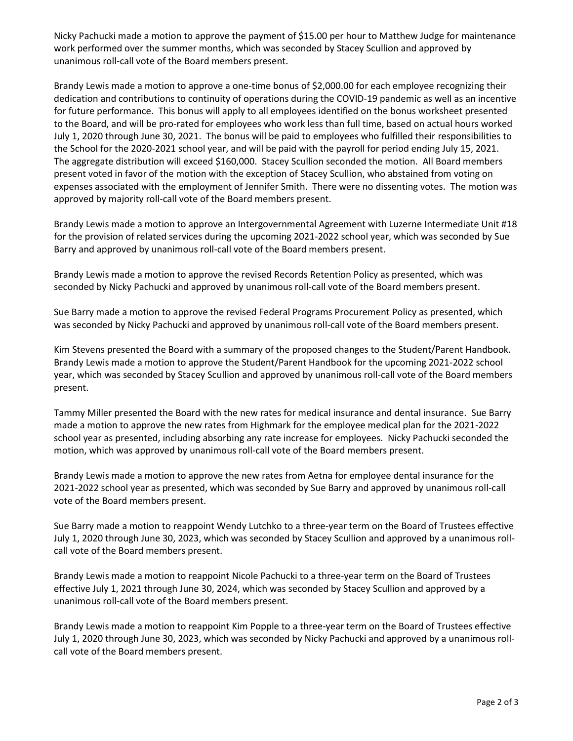Nicky Pachucki made a motion to approve the payment of $15.00 per hour to Matthew Judge for maintenance work performed over the summer months, which was seconded by Stacey Scullion and approved by unanimous roll-call vote of the Board members present.

Brandy Lewis made a motion to approve a one-time bonus of $2,000.00 for each employee recognizing their dedication and contributions to continuity of operations during the COVID-19 pandemic as well as an incentive for future performance. This bonus will apply to all employees identified on the bonus worksheet presented to the Board, and will be pro-rated for employees who work less than full time, based on actual hours worked July 1, 2020 through June 30, 2021. The bonus will be paid to employees who fulfilled their responsibilities to the School for the 2020-2021 school year, and will be paid with the payroll for period ending July 15, 2021. The aggregate distribution will exceed $160,000. Stacey Scullion seconded the motion. All Board members present voted in favor of the motion with the exception of Stacey Scullion, who abstained from voting on expenses associated with the employment of Jennifer Smith. There were no dissenting votes. The motion was approved by majority roll-call vote of the Board members present.

Brandy Lewis made a motion to approve an Intergovernmental Agreement with Luzerne Intermediate Unit #18 for the provision of related services during the upcoming 2021-2022 school year, which was seconded by Sue Barry and approved by unanimous roll-call vote of the Board members present.

Brandy Lewis made a motion to approve the revised Records Retention Policy as presented, which was seconded by Nicky Pachucki and approved by unanimous roll-call vote of the Board members present.

Sue Barry made a motion to approve the revised Federal Programs Procurement Policy as presented, which was seconded by Nicky Pachucki and approved by unanimous roll-call vote of the Board members present.

Kim Stevens presented the Board with a summary of the proposed changes to the Student/Parent Handbook. Brandy Lewis made a motion to approve the Student/Parent Handbook for the upcoming 2021-2022 school year, which was seconded by Stacey Scullion and approved by unanimous roll-call vote of the Board members present.

Tammy Miller presented the Board with the new rates for medical insurance and dental insurance. Sue Barry made a motion to approve the new rates from Highmark for the employee medical plan for the 2021-2022 school year as presented, including absorbing any rate increase for employees. Nicky Pachucki seconded the motion, which was approved by unanimous roll-call vote of the Board members present.

Brandy Lewis made a motion to approve the new rates from Aetna for employee dental insurance for the 2021-2022 school year as presented, which was seconded by Sue Barry and approved by unanimous roll-call vote of the Board members present.

Sue Barry made a motion to reappoint Wendy Lutchko to a three-year term on the Board of Trustees effective July 1, 2020 through June 30, 2023, which was seconded by Stacey Scullion and approved by a unanimous roll-call vote of the Board members present.

Brandy Lewis made a motion to reappoint Nicole Pachucki to a three-year term on the Board of Trustees effective July 1, 2021 through June 30, 2024, which was seconded by Stacey Scullion and approved by a unanimous roll-call vote of the Board members present.

Brandy Lewis made a motion to reappoint Kim Popple to a three-year term on the Board of Trustees effective July 1, 2020 through June 30, 2023, which was seconded by Nicky Pachucki and approved by a unanimous roll-call vote of the Board members present.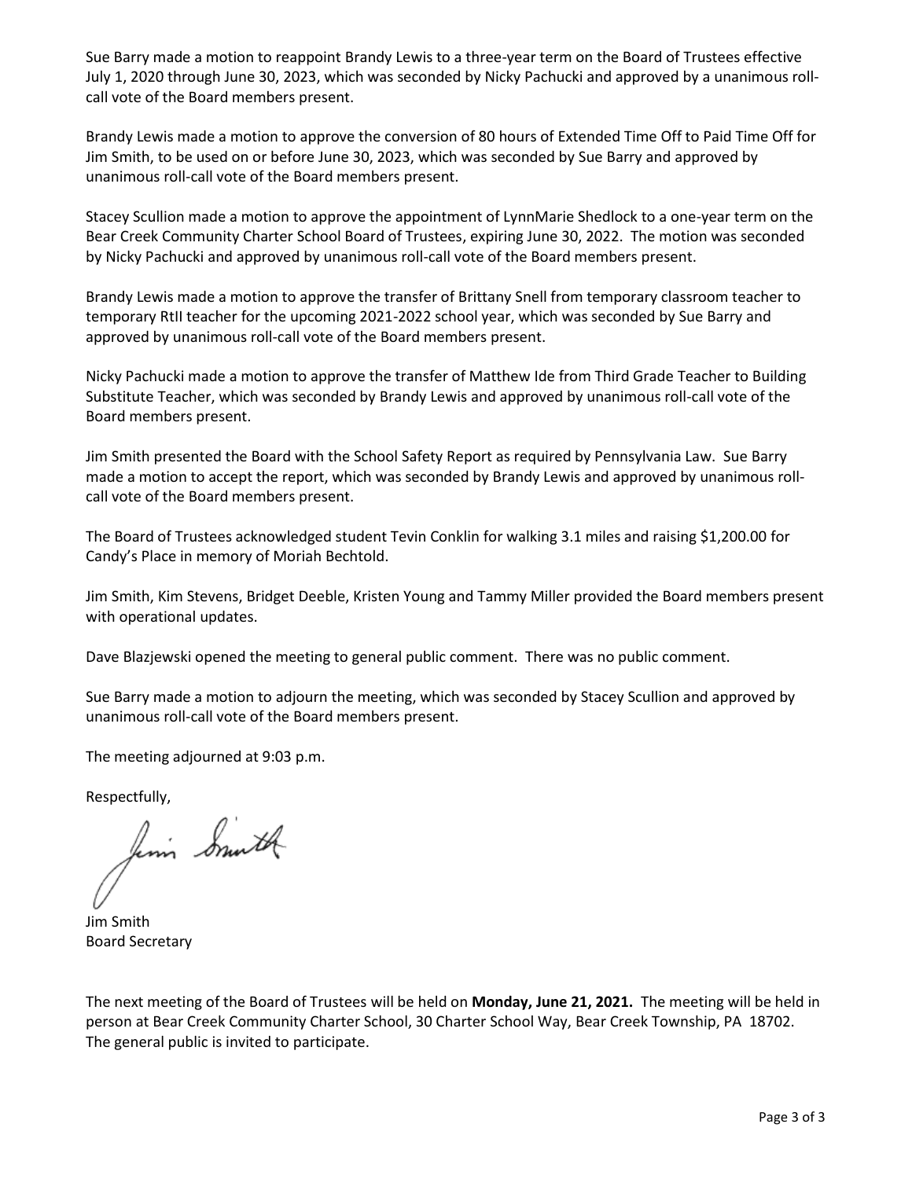Sue Barry made a motion to reappoint Brandy Lewis to a three-year term on the Board of Trustees effective July 1, 2020 through June 30, 2023, which was seconded by Nicky Pachucki and approved by a unanimous roll-call vote of the Board members present.

Brandy Lewis made a motion to approve the conversion of 80 hours of Extended Time Off to Paid Time Off for Jim Smith, to be used on or before June 30, 2023, which was seconded by Sue Barry and approved by unanimous roll-call vote of the Board members present.

Stacey Scullion made a motion to approve the appointment of LynnMarie Shedlock to a one-year term on the Bear Creek Community Charter School Board of Trustees, expiring June 30, 2022. The motion was seconded by Nicky Pachucki and approved by unanimous roll-call vote of the Board members present.

Brandy Lewis made a motion to approve the transfer of Brittany Snell from temporary classroom teacher to temporary RtII teacher for the upcoming 2021-2022 school year, which was seconded by Sue Barry and approved by unanimous roll-call vote of the Board members present.

Nicky Pachucki made a motion to approve the transfer of Matthew Ide from Third Grade Teacher to Building Substitute Teacher, which was seconded by Brandy Lewis and approved by unanimous roll-call vote of the Board members present.

Jim Smith presented the Board with the School Safety Report as required by Pennsylvania Law. Sue Barry made a motion to accept the report, which was seconded by Brandy Lewis and approved by unanimous roll-call vote of the Board members present.

The Board of Trustees acknowledged student Tevin Conklin for walking 3.1 miles and raising $1,200.00 for Candy's Place in memory of Moriah Bechtold.

Jim Smith, Kim Stevens, Bridget Deeble, Kristen Young and Tammy Miller provided the Board members present with operational updates.

Dave Blazjewski opened the meeting to general public comment. There was no public comment.

Sue Barry made a motion to adjourn the meeting, which was seconded by Stacey Scullion and approved by unanimous roll-call vote of the Board members present.

The meeting adjourned at 9:03 p.m.

Respectfully,

Jim Smith
Board Secretary

The next meeting of the Board of Trustees will be held on **Monday, June 21, 2021.** The meeting will be held in person at Bear Creek Community Charter School, 30 Charter School Way, Bear Creek Township, PA 18702. The general public is invited to participate.